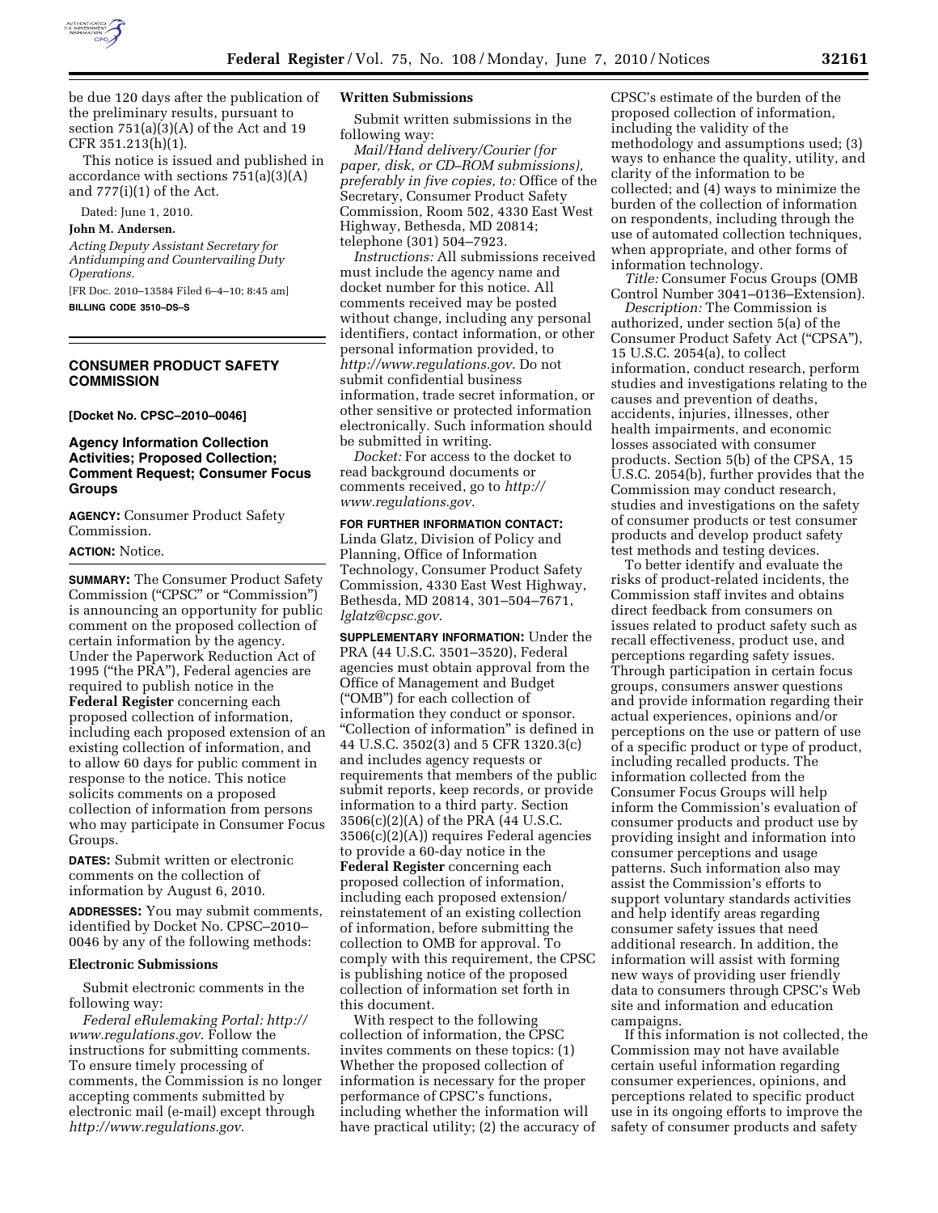be due 120 days after the publication of the preliminary results, pursuant to section 751(a)(3)(A) of the Act and 19 CFR 351.213(h)(1).

This notice is issued and published in accordance with sections 751(a)(3)(A) and 777(i)(1) of the Act.

Dated: June 1, 2010.

**John M. Andersen.**

*Acting Deputy Assistant Secretary for Antidumping and Countervailing Duty Operations.*

[FR Doc. 2010–13584 Filed 6–4–10; 8:45 am]

**BILLING CODE 3510–DS–S**

## CONSUMER PRODUCT SAFETY COMMISSION

**[Docket No. CPSC–2010–0046]**

### Agency Information Collection Activities; Proposed Collection; Comment Request; Consumer Focus Groups

**AGENCY:** Consumer Product Safety Commission.

**ACTION:** Notice.

**SUMMARY:** The Consumer Product Safety Commission ("CPSC" or "Commission") is announcing an opportunity for public comment on the proposed collection of certain information by the agency. Under the Paperwork Reduction Act of 1995 ("the PRA"), Federal agencies are required to publish notice in the **Federal Register** concerning each proposed collection of information, including each proposed extension of an existing collection of information, and to allow 60 days for public comment in response to the notice. This notice solicits comments on a proposed collection of information from persons who may participate in Consumer Focus Groups.

**DATES:** Submit written or electronic comments on the collection of information by August 6, 2010.

**ADDRESSES:** You may submit comments, identified by Docket No. CPSC–2010–0046 by any of the following methods:

**Electronic Submissions**

Submit electronic comments in the following way:

*Federal eRulemaking Portal: http://www.regulations.gov.* Follow the instructions for submitting comments. To ensure timely processing of comments, the Commission is no longer accepting comments submitted by electronic mail (e-mail) except through *http://www.regulations.gov.*

**Written Submissions**

Submit written submissions in the following way:

*Mail/Hand delivery/Courier (for paper, disk, or CD–ROM submissions), preferably in five copies, to:* Office of the Secretary, Consumer Product Safety Commission, Room 502, 4330 East West Highway, Bethesda, MD 20814; telephone (301) 504–7923.

*Instructions:* All submissions received must include the agency name and docket number for this notice. All comments received may be posted without change, including any personal identifiers, contact information, or other personal information provided, to *http://www.regulations.gov.* Do not submit confidential business information, trade secret information, or other sensitive or protected information electronically. Such information should be submitted in writing.

*Docket:* For access to the docket to read background documents or comments received, go to *http://www.regulations.gov.*

**FOR FURTHER INFORMATION CONTACT:** Linda Glatz, Division of Policy and Planning, Office of Information Technology, Consumer Product Safety Commission, 4330 East West Highway, Bethesda, MD 20814, 301–504–7671, *lglatz@cpsc.gov.*

**SUPPLEMENTARY INFORMATION:** Under the PRA (44 U.S.C. 3501–3520), Federal agencies must obtain approval from the Office of Management and Budget ("OMB") for each collection of information they conduct or sponsor. "Collection of information" is defined in 44 U.S.C. 3502(3) and 5 CFR 1320.3(c) and includes agency requests or requirements that members of the public submit reports, keep records, or provide information to a third party. Section 3506(c)(2)(A) of the PRA (44 U.S.C. 3506(c)(2)(A)) requires Federal agencies to provide a 60-day notice in the **Federal Register** concerning each proposed collection of information, including each proposed extension/reinstatement of an existing collection of information, before submitting the collection to OMB for approval. To comply with this requirement, the CPSC is publishing notice of the proposed collection of information set forth in this document.

With respect to the following collection of information, the CPSC invites comments on these topics: (1) Whether the proposed collection of information is necessary for the proper performance of CPSC's functions, including whether the information will have practical utility; (2) the accuracy of CPSC's estimate of the burden of the proposed collection of information, including the validity of the methodology and assumptions used; (3) ways to enhance the quality, utility, and clarity of the information to be collected; and (4) ways to minimize the burden of the collection of information on respondents, including through the use of automated collection techniques, when appropriate, and other forms of information technology.

*Title:* Consumer Focus Groups (OMB Control Number 3041–0136–Extension).

*Description:* The Commission is authorized, under section 5(a) of the Consumer Product Safety Act ("CPSA"), 15 U.S.C. 2054(a), to collect information, conduct research, perform studies and investigations relating to the causes and prevention of deaths, accidents, injuries, illnesses, other health impairments, and economic losses associated with consumer products. Section 5(b) of the CPSA, 15 U.S.C. 2054(b), further provides that the Commission may conduct research, studies and investigations on the safety of consumer products or test consumer products and develop product safety test methods and testing devices.

To better identify and evaluate the risks of product-related incidents, the Commission staff invites and obtains direct feedback from consumers on issues related to product safety such as recall effectiveness, product use, and perceptions regarding safety issues. Through participation in certain focus groups, consumers answer questions and provide information regarding their actual experiences, opinions and/or perceptions on the use or pattern of use of a specific product or type of product, including recalled products. The information collected from the Consumer Focus Groups will help inform the Commission's evaluation of consumer products and product use by providing insight and information into consumer perceptions and usage patterns. Such information also may assist the Commission's efforts to support voluntary standards activities and help identify areas regarding consumer safety issues that need additional research. In addition, the information will assist with forming new ways of providing user friendly data to consumers through CPSC's Web site and information and education campaigns.

If this information is not collected, the Commission may not have available certain useful information regarding consumer experiences, opinions, and perceptions related to specific product use in its ongoing efforts to improve the safety of consumer products and safety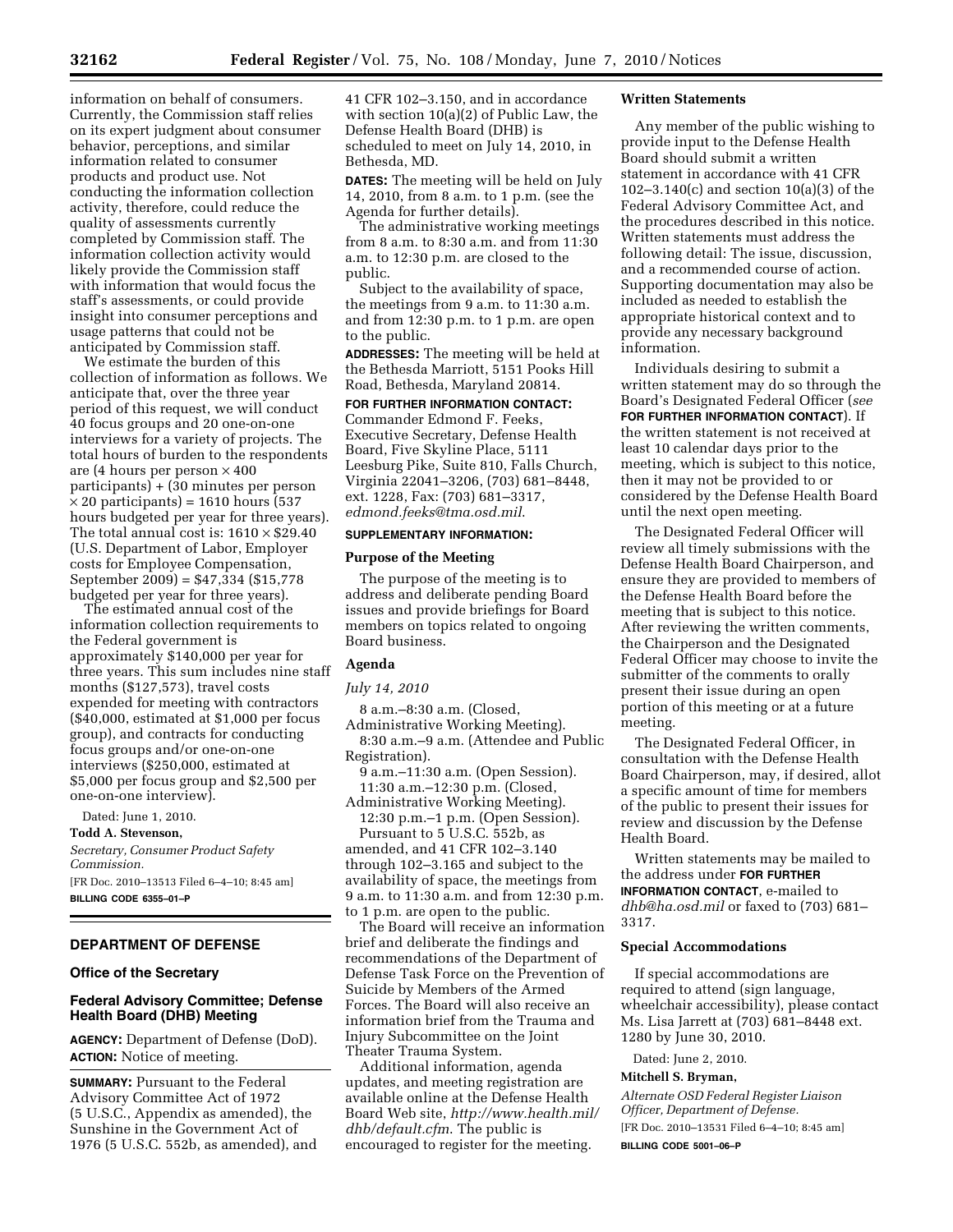information on behalf of consumers. Currently, the Commission staff relies on its expert judgment about consumer behavior, perceptions, and similar information related to consumer products and product use. Not conducting the information collection activity, therefore, could reduce the quality of assessments currently completed by Commission staff. The information collection activity would likely provide the Commission staff with information that would focus the staff's assessments, or could provide insight into consumer perceptions and usage patterns that could not be anticipated by Commission staff.

We estimate the burden of this collection of information as follows. We anticipate that, over the three year period of this request, we will conduct 40 focus groups and 20 one-on-one interviews for a variety of projects. The total hours of burden to the respondents are (4 hours per person $\times$ 400 participants) + (30 minutes per person $\times$ 20 participants) = 1610 hours (537 hours budgeted per year for three years). The total annual cost is: 1610 $\times$ \$29.40 (U.S. Department of Labor, Employer costs for Employee Compensation, September 2009) = \$47,334 (\$15,778 budgeted per year for three years).

The estimated annual cost of the information collection requirements to the Federal government is approximately \$140,000 per year for three years. This sum includes nine staff months (\$127,573), travel costs expended for meeting with contractors (\$40,000, estimated at \$1,000 per focus group), and contracts for conducting focus groups and/or one-on-one interviews (\$250,000, estimated at \$5,000 per focus group and \$2,500 per one-on-one interview).

Dated: June 1, 2010.

**Todd A. Stevenson,**

*Secretary, Consumer Product Safety Commission.*

[FR Doc. 2010–13513 Filed 6–4–10; 8:45 am]

**BILLING CODE 6355–01–P**

## DEPARTMENT OF DEFENSE

### Office of the Secretary

### Federal Advisory Committee; Defense Health Board (DHB) Meeting

**AGENCY:** Department of Defense (DoD).

**ACTION:** Notice of meeting.

**SUMMARY:** Pursuant to the Federal Advisory Committee Act of 1972 (5 U.S.C., Appendix as amended), the Sunshine in the Government Act of 1976 (5 U.S.C. 552b, as amended), and 41 CFR 102–3.150, and in accordance with section 10(a)(2) of Public Law, the Defense Health Board (DHB) is scheduled to meet on July 14, 2010, in Bethesda, MD.

**DATES:** The meeting will be held on July 14, 2010, from 8 a.m. to 1 p.m. (see the Agenda for further details).

The administrative working meetings from 8 a.m. to 8:30 a.m. and from 11:30 a.m. to 12:30 p.m. are closed to the public.

Subject to the availability of space, the meetings from 9 a.m. to 11:30 a.m. and from 12:30 p.m. to 1 p.m. are open to the public.

**ADDRESSES:** The meeting will be held at the Bethesda Marriott, 5151 Pooks Hill Road, Bethesda, Maryland 20814.

**FOR FURTHER INFORMATION CONTACT:** Commander Edmond F. Feeks, Executive Secretary, Defense Health Board, Five Skyline Place, 5111 Leesburg Pike, Suite 810, Falls Church, Virginia 22041–3206, (703) 681–8448, ext. 1228, Fax: (703) 681–3317, *edmond.feeks@tma.osd.mil*.

**SUPPLEMENTARY INFORMATION:**

#### Purpose of the Meeting

The purpose of the meeting is to address and deliberate pending Board issues and provide briefings for Board members on topics related to ongoing Board business.

#### Agenda

*July 14, 2010*

8 a.m.–8:30 a.m. (Closed, Administrative Working Meeting).

8:30 a.m.–9 a.m. (Attendee and Public Registration).

9 a.m.–11:30 a.m. (Open Session).

11:30 a.m.–12:30 p.m. (Closed, Administrative Working Meeting).

12:30 p.m.–1 p.m. (Open Session).

Pursuant to 5 U.S.C. 552b, as amended, and 41 CFR 102–3.140 through 102–3.165 and subject to the availability of space, the meetings from 9 a.m. to 11:30 a.m. and from 12:30 p.m. to 1 p.m. are open to the public.

The Board will receive an information brief and deliberate the findings and recommendations of the Department of Defense Task Force on the Prevention of Suicide by Members of the Armed Forces. The Board will also receive an information brief from the Trauma and Injury Subcommittee on the Joint Theater Trauma System.

Additional information, agenda updates, and meeting registration are available online at the Defense Health Board Web site, *http://www.health.mil/dhb/default.cfm*. The public is encouraged to register for the meeting.

#### Written Statements

Any member of the public wishing to provide input to the Defense Health Board should submit a written statement in accordance with 41 CFR 102–3.140(c) and section 10(a)(3) of the Federal Advisory Committee Act, and the procedures described in this notice. Written statements must address the following detail: The issue, discussion, and a recommended course of action. Supporting documentation may also be included as needed to establish the appropriate historical context and to provide any necessary background information.

Individuals desiring to submit a written statement may do so through the Board's Designated Federal Officer (*see* **FOR FURTHER INFORMATION CONTACT**). If the written statement is not received at least 10 calendar days prior to the meeting, which is subject to this notice, then it may not be provided to or considered by the Defense Health Board until the next open meeting.

The Designated Federal Officer will review all timely submissions with the Defense Health Board Chairperson, and ensure they are provided to members of the Defense Health Board before the meeting that is subject to this notice. After reviewing the written comments, the Chairperson and the Designated Federal Officer may choose to invite the submitter of the comments to orally present their issue during an open portion of this meeting or at a future meeting.

The Designated Federal Officer, in consultation with the Defense Health Board Chairperson, may, if desired, allot a specific amount of time for members of the public to present their issues for review and discussion by the Defense Health Board.

Written statements may be mailed to the address under **FOR FURTHER INFORMATION CONTACT**, e-mailed to *dhb@ha.osd.mil* or faxed to (703) 681–3317.

#### Special Accommodations

If special accommodations are required to attend (sign language, wheelchair accessibility), please contact Ms. Lisa Jarrett at (703) 681–8448 ext. 1280 by June 30, 2010.

Dated: June 2, 2010.

**Mitchell S. Bryman,**

*Alternate OSD Federal Register Liaison Officer, Department of Defense.*

[FR Doc. 2010–13531 Filed 6–4–10; 8:45 am]

**BILLING CODE 5001–06–P**